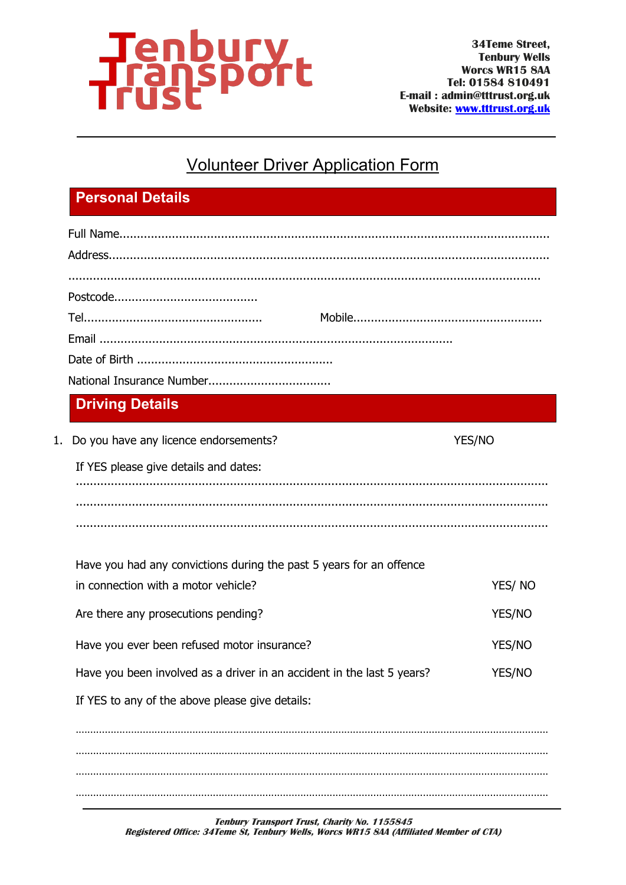# Tenbury Transport Trust

**34Teme Street,**
**Tenbury Wells**
**Worcs WR15 8AA**
**Tel: 01584 810491**
**E-mail : admin@tttrust.org.uk**
**Website: www.tttrust.org.uk**

---

## Volunteer Driver Application Form

## Personal Details

Full Name..........................................................................................................................

Address.............................................................................................................................

.........................................................................................................................................

Postcode........................................

Tel..................................................          Mobile.....................................................

Email ..................................................................................................

Date of Birth .......................................................

National Insurance Number..................................

## Driving Details

1. Do you have any licence endorsements? YES/NO

   If YES please give details and dates:

   .........................................................................................................................................

   .........................................................................................................................................

   .........................................................................................................................................

   Have you had any convictions during the past 5 years for an offence in connection with a motor vehicle? YES/ NO

   Are there any prosecutions pending? YES/NO

   Have you ever been refused motor insurance? YES/NO

   Have you been involved as a driver in an accident in the last 5 years? YES/NO

   If YES to any of the above please give details:

   .........................................................................................................................................

   .........................................................................................................................................

   .........................................................................................................................................

   .........................................................................................................................................

---

***Tenbury Transport Trust, Charity No. 1155845***
***Registered Office: 34Teme St, Tenbury Wells, Worcs WR15 8AA (Affiliated Member of CTA)***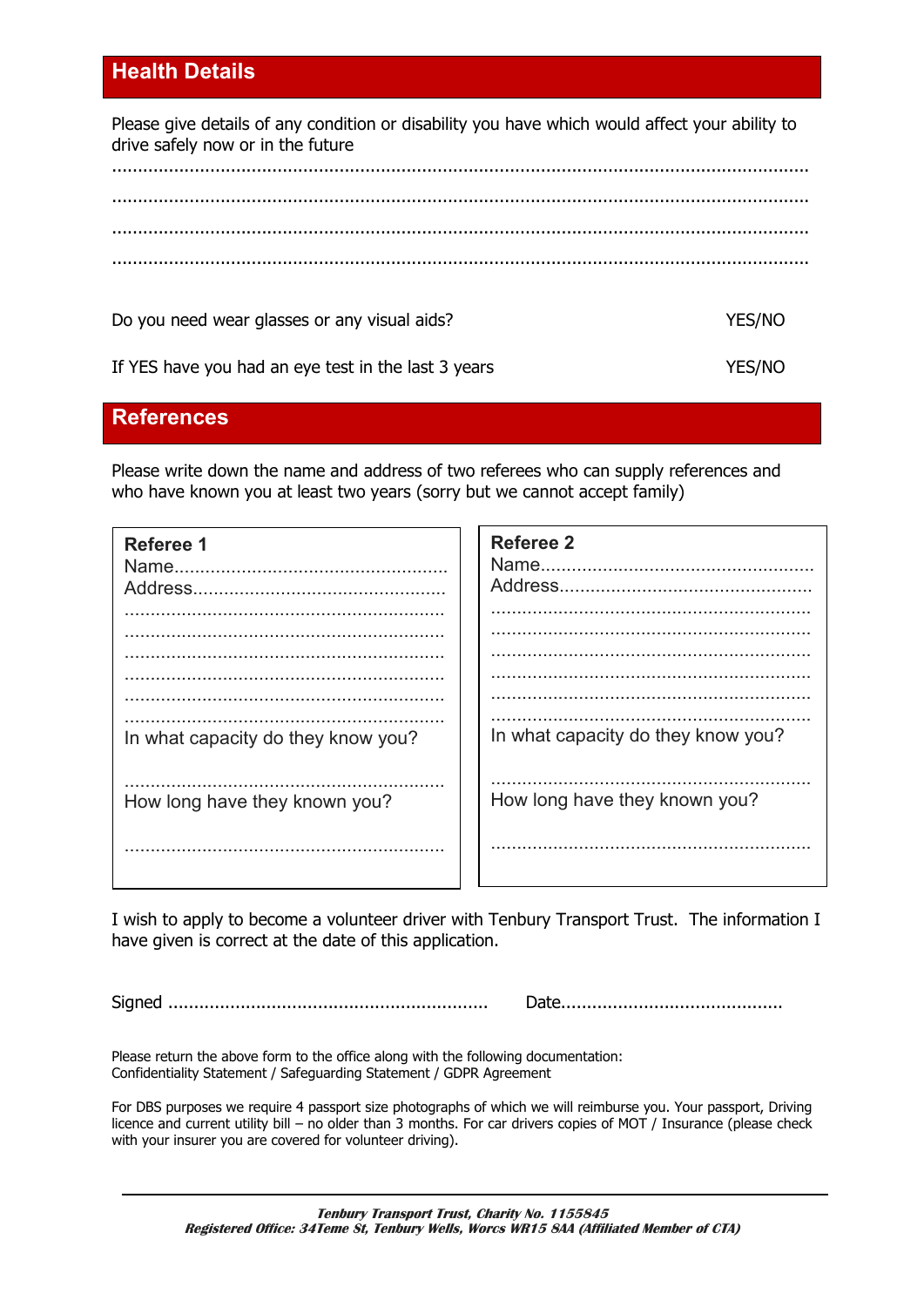## Health Details

Please give details of any condition or disability you have which would affect your ability to drive safely now or in the future

....................................................................................................................................................

....................................................................................................................................................

....................................................................................................................................................

....................................................................................................................................................

Do you need wear glasses or any visual aids? YES/NO

If YES have you had an eye test in the last 3 years YES/NO

## References

Please write down the name and address of two referees who can supply references and who have known you at least two years (sorry but we cannot accept family)

| | |
|---|---|
| **Referee 1**<br>Name.....................................................<br>Address.................................................<br>..............................................................<br>..............................................................<br>..............................................................<br>..............................................................<br>..............................................................<br>..............................................................<br>In what capacity do they know you?<br><br>..............................................................<br>How long have they known you?<br><br>.............................................................. | **Referee 2**<br>Name.....................................................<br>Address.................................................<br>..............................................................<br>..............................................................<br>..............................................................<br>..............................................................<br>..............................................................<br>..............................................................<br>In what capacity do they know you?<br><br>..............................................................<br>How long have they known you?<br><br>.............................................................. |

I wish to apply to become a volunteer driver with Tenbury Transport Trust. The information I have given is correct at the date of this application.

Signed ............................................................. Date...........................................

Please return the above form to the office along with the following documentation:
Confidentiality Statement / Safeguarding Statement / GDPR Agreement

For DBS purposes we require 4 passport size photographs of which we will reimburse you. Your passport, Driving licence and current utility bill – no older than 3 months. For car drivers copies of MOT / Insurance (please check with your insurer you are covered for volunteer driving).

***Tenbury Transport Trust, Charity No. 1155845***
***Registered Office: 34Teme St, Tenbury Wells, Worcs WR15 8AA (Affiliated Member of CTA)***